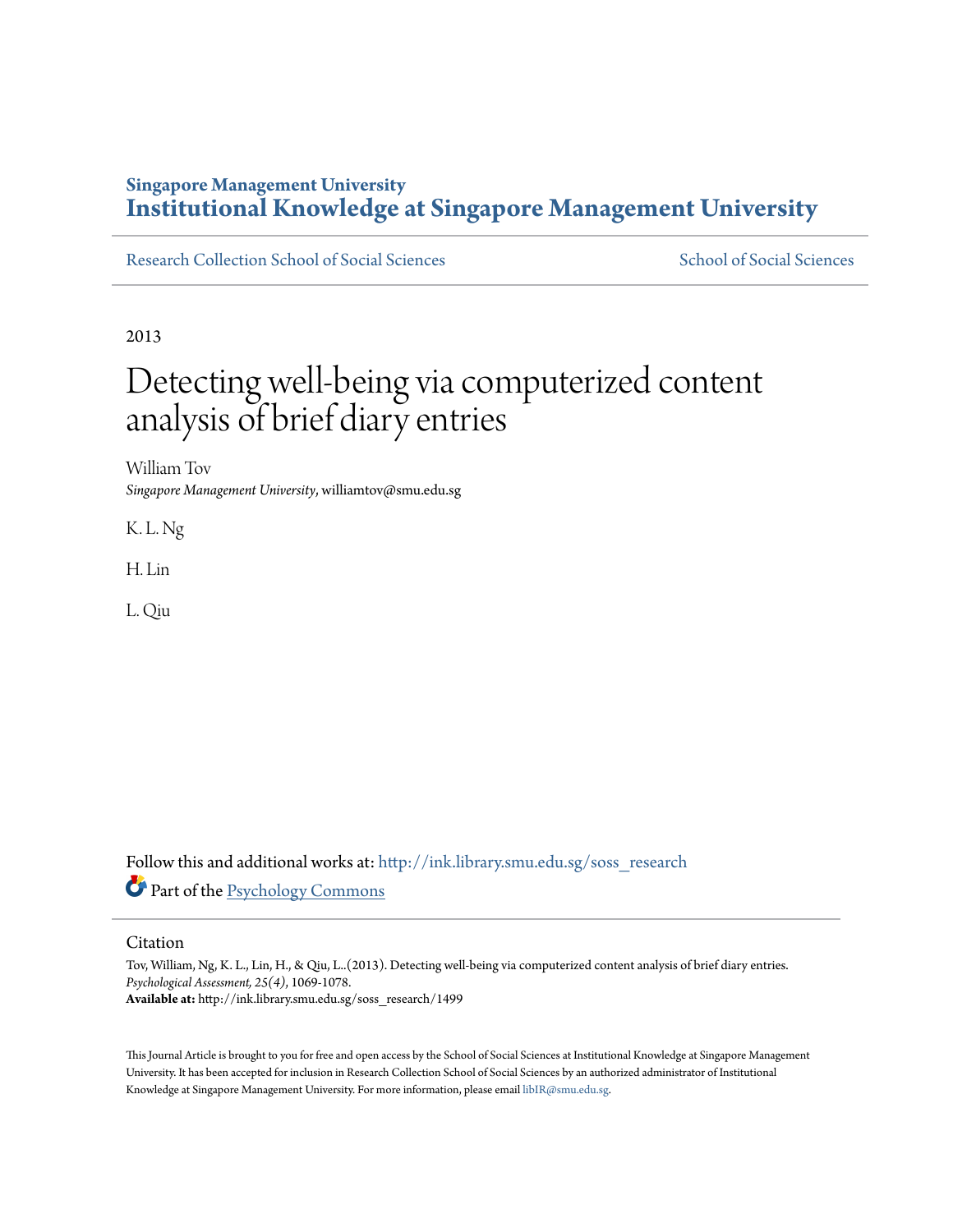**Singapore Management University**
# Institutional Knowledge at Singapore Management University

Research Collection School of Social Sciences — School of Social Sciences

2013

# Detecting well-being via computerized content analysis of brief diary entries

William Tov
*Singapore Management University*, williamtov@smu.edu.sg

K. L. Ng

H. Lin

L. Qiu

Follow this and additional works at: http://ink.library.smu.edu.sg/soss_research

Part of the Psychology Commons

## Citation

Tov, William, Ng, K. L., Lin, H., & Qiu, L..(2013). Detecting well-being via computerized content analysis of brief diary entries. *Psychological Assessment, 25(4)*, 1069-1078.
**Available at:** http://ink.library.smu.edu.sg/soss_research/1499

This Journal Article is brought to you for free and open access by the School of Social Sciences at Institutional Knowledge at Singapore Management University. It has been accepted for inclusion in Research Collection School of Social Sciences by an authorized administrator of Institutional Knowledge at Singapore Management University. For more information, please email libIR@smu.edu.sg.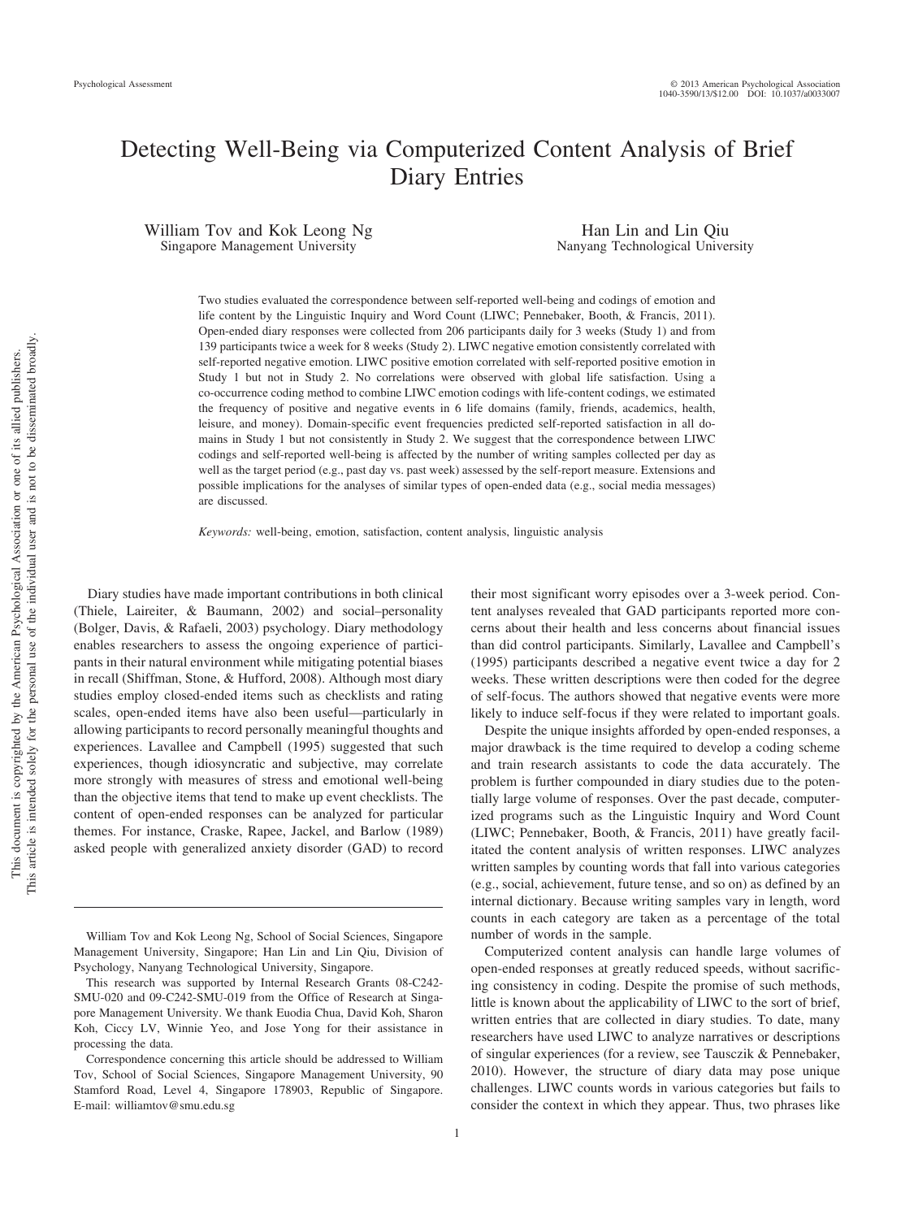# Detecting Well-Being via Computerized Content Analysis of Brief Diary Entries

William Tov and Kok Leong Ng
Singapore Management University

Han Lin and Lin Qiu
Nanyang Technological University

Two studies evaluated the correspondence between self-reported well-being and codings of emotion and life content by the Linguistic Inquiry and Word Count (LIWC; Pennebaker, Booth, & Francis, 2011). Open-ended diary responses were collected from 206 participants daily for 3 weeks (Study 1) and from 139 participants twice a week for 8 weeks (Study 2). LIWC negative emotion consistently correlated with self-reported negative emotion. LIWC positive emotion correlated with self-reported positive emotion in Study 1 but not in Study 2. No correlations were observed with global life satisfaction. Using a co-occurrence coding method to combine LIWC emotion codings with life-content codings, we estimated the frequency of positive and negative events in 6 life domains (family, friends, academics, health, leisure, and money). Domain-specific event frequencies predicted self-reported satisfaction in all domains in Study 1 but not consistently in Study 2. We suggest that the correspondence between LIWC codings and self-reported well-being is affected by the number of writing samples collected per day as well as the target period (e.g., past day vs. past week) assessed by the self-report measure. Extensions and possible implications for the analyses of similar types of open-ended data (e.g., social media messages) are discussed.

*Keywords:* well-being, emotion, satisfaction, content analysis, linguistic analysis

Diary studies have made important contributions in both clinical (Thiele, Laireiter, & Baumann, 2002) and social–personality (Bolger, Davis, & Rafaeli, 2003) psychology. Diary methodology enables researchers to assess the ongoing experience of participants in their natural environment while mitigating potential biases in recall (Shiffman, Stone, & Hufford, 2008). Although most diary studies employ closed-ended items such as checklists and rating scales, open-ended items have also been useful—particularly in allowing participants to record personally meaningful thoughts and experiences. Lavallee and Campbell (1995) suggested that such experiences, though idiosyncratic and subjective, may correlate more strongly with measures of stress and emotional well-being than the objective items that tend to make up event checklists. The content of open-ended responses can be analyzed for particular themes. For instance, Craske, Rapee, Jackel, and Barlow (1989) asked people with generalized anxiety disorder (GAD) to record their most significant worry episodes over a 3-week period. Content analyses revealed that GAD participants reported more concerns about their health and less concerns about financial issues than did control participants. Similarly, Lavallee and Campbell's (1995) participants described a negative event twice a day for 2 weeks. These written descriptions were then coded for the degree of self-focus. The authors showed that negative events were more likely to induce self-focus if they were related to important goals.

Despite the unique insights afforded by open-ended responses, a major drawback is the time required to develop a coding scheme and train research assistants to code the data accurately. The problem is further compounded in diary studies due to the potentially large volume of responses. Over the past decade, computerized programs such as the Linguistic Inquiry and Word Count (LIWC; Pennebaker, Booth, & Francis, 2011) have greatly facilitated the content analysis of written responses. LIWC analyzes written samples by counting words that fall into various categories (e.g., social, achievement, future tense, and so on) as defined by an internal dictionary. Because writing samples vary in length, word counts in each category are taken as a percentage of the total number of words in the sample.

Computerized content analysis can handle large volumes of open-ended responses at greatly reduced speeds, without sacrificing consistency in coding. Despite the promise of such methods, little is known about the applicability of LIWC to the sort of brief, written entries that are collected in diary studies. To date, many researchers have used LIWC to analyze narratives or descriptions of singular experiences (for a review, see Tausczik & Pennebaker, 2010). However, the structure of diary data may pose unique challenges. LIWC counts words in various categories but fails to consider the context in which they appear. Thus, two phrases like

William Tov and Kok Leong Ng, School of Social Sciences, Singapore Management University, Singapore; Han Lin and Lin Qiu, Division of Psychology, Nanyang Technological University, Singapore.

This research was supported by Internal Research Grants 08-C242-SMU-020 and 09-C242-SMU-019 from the Office of Research at Singapore Management University. We thank Euodia Chua, David Koh, Sharon Koh, Ciccy LV, Winnie Yeo, and Jose Yong for their assistance in processing the data.

Correspondence concerning this article should be addressed to William Tov, School of Social Sciences, Singapore Management University, 90 Stamford Road, Level 4, Singapore 178903, Republic of Singapore. E-mail: williamtov@smu.edu.sg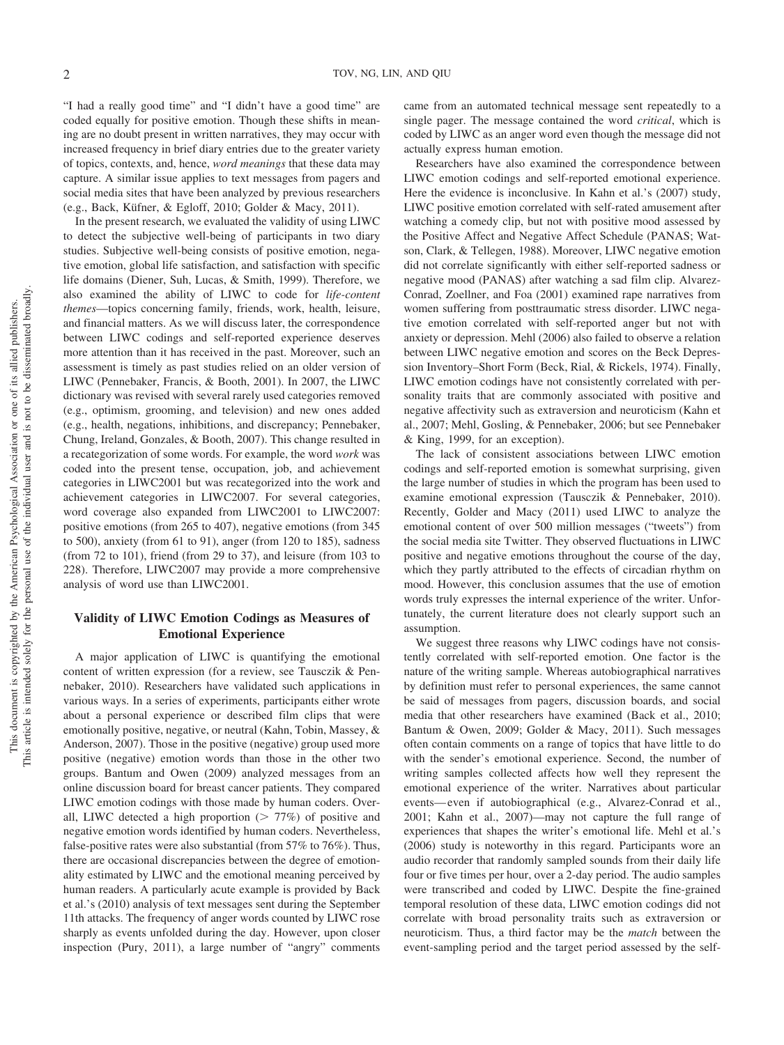"I had a really good time" and "I didn't have a good time" are coded equally for positive emotion. Though these shifts in meaning are no doubt present in written narratives, they may occur with increased frequency in brief diary entries due to the greater variety of topics, contexts, and, hence, *word meanings* that these data may capture. A similar issue applies to text messages from pagers and social media sites that have been analyzed by previous researchers (e.g., Back, Küfner, & Egloff, 2010; Golder & Macy, 2011).

In the present research, we evaluated the validity of using LIWC to detect the subjective well-being of participants in two diary studies. Subjective well-being consists of positive emotion, negative emotion, global life satisfaction, and satisfaction with specific life domains (Diener, Suh, Lucas, & Smith, 1999). Therefore, we also examined the ability of LIWC to code for *life-content themes*—topics concerning family, friends, work, health, leisure, and financial matters. As we will discuss later, the correspondence between LIWC codings and self-reported experience deserves more attention than it has received in the past. Moreover, such an assessment is timely as past studies relied on an older version of LIWC (Pennebaker, Francis, & Booth, 2001). In 2007, the LIWC dictionary was revised with several rarely used categories removed (e.g., optimism, grooming, and television) and new ones added (e.g., health, negations, inhibitions, and discrepancy; Pennebaker, Chung, Ireland, Gonzales, & Booth, 2007). This change resulted in a recategorization of some words. For example, the word *work* was coded into the present tense, occupation, job, and achievement categories in LIWC2001 but was recategorized into the work and achievement categories in LIWC2007. For several categories, word coverage also expanded from LIWC2001 to LIWC2007: positive emotions (from 265 to 407), negative emotions (from 345 to 500), anxiety (from 61 to 91), anger (from 120 to 185), sadness (from 72 to 101), friend (from 29 to 37), and leisure (from 103 to 228). Therefore, LIWC2007 may provide a more comprehensive analysis of word use than LIWC2001.

## Validity of LIWC Emotion Codings as Measures of Emotional Experience

A major application of LIWC is quantifying the emotional content of written expression (for a review, see Tausczik & Pennebaker, 2010). Researchers have validated such applications in various ways. In a series of experiments, participants either wrote about a personal experience or described film clips that were emotionally positive, negative, or neutral (Kahn, Tobin, Massey, & Anderson, 2007). Those in the positive (negative) group used more positive (negative) emotion words than those in the other two groups. Bantum and Owen (2009) analyzed messages from an online discussion board for breast cancer patients. They compared LIWC emotion codings with those made by human coders. Overall, LIWC detected a high proportion (> 77%) of positive and negative emotion words identified by human coders. Nevertheless, false-positive rates were also substantial (from 57% to 76%). Thus, there are occasional discrepancies between the degree of emotionality estimated by LIWC and the emotional meaning perceived by human readers. A particularly acute example is provided by Back et al.'s (2010) analysis of text messages sent during the September 11th attacks. The frequency of anger words counted by LIWC rose sharply as events unfolded during the day. However, upon closer inspection (Pury, 2011), a large number of "angry" comments came from an automated technical message sent repeatedly to a single pager. The message contained the word *critical*, which is coded by LIWC as an anger word even though the message did not actually express human emotion.

Researchers have also examined the correspondence between LIWC emotion codings and self-reported emotional experience. Here the evidence is inconclusive. In Kahn et al.'s (2007) study, LIWC positive emotion correlated with self-rated amusement after watching a comedy clip, but not with positive mood assessed by the Positive Affect and Negative Affect Schedule (PANAS; Watson, Clark, & Tellegen, 1988). Moreover, LIWC negative emotion did not correlate significantly with either self-reported sadness or negative mood (PANAS) after watching a sad film clip. Alvarez-Conrad, Zoellner, and Foa (2001) examined rape narratives from women suffering from posttraumatic stress disorder. LIWC negative emotion correlated with self-reported anger but not with anxiety or depression. Mehl (2006) also failed to observe a relation between LIWC negative emotion and scores on the Beck Depression Inventory–Short Form (Beck, Rial, & Rickels, 1974). Finally, LIWC emotion codings have not consistently correlated with personality traits that are commonly associated with positive and negative affectivity such as extraversion and neuroticism (Kahn et al., 2007; Mehl, Gosling, & Pennebaker, 2006; but see Pennebaker & King, 1999, for an exception).

The lack of consistent associations between LIWC emotion codings and self-reported emotion is somewhat surprising, given the large number of studies in which the program has been used to examine emotional expression (Tausczik & Pennebaker, 2010). Recently, Golder and Macy (2011) used LIWC to analyze the emotional content of over 500 million messages ("tweets") from the social media site Twitter. They observed fluctuations in LIWC positive and negative emotions throughout the course of the day, which they partly attributed to the effects of circadian rhythm on mood. However, this conclusion assumes that the use of emotion words truly expresses the internal experience of the writer. Unfortunately, the current literature does not clearly support such an assumption.

We suggest three reasons why LIWC codings have not consistently correlated with self-reported emotion. One factor is the nature of the writing sample. Whereas autobiographical narratives by definition must refer to personal experiences, the same cannot be said of messages from pagers, discussion boards, and social media that other researchers have examined (Back et al., 2010; Bantum & Owen, 2009; Golder & Macy, 2011). Such messages often contain comments on a range of topics that have little to do with the sender's emotional experience. Second, the number of writing samples collected affects how well they represent the emotional experience of the writer. Narratives about particular events—even if autobiographical (e.g., Alvarez-Conrad et al., 2001; Kahn et al., 2007)—may not capture the full range of experiences that shapes the writer's emotional life. Mehl et al.'s (2006) study is noteworthy in this regard. Participants wore an audio recorder that randomly sampled sounds from their daily life four or five times per hour, over a 2-day period. The audio samples were transcribed and coded by LIWC. Despite the fine-grained temporal resolution of these data, LIWC emotion codings did not correlate with broad personality traits such as extraversion or neuroticism. Thus, a third factor may be the *match* between the event-sampling period and the target period assessed by the self-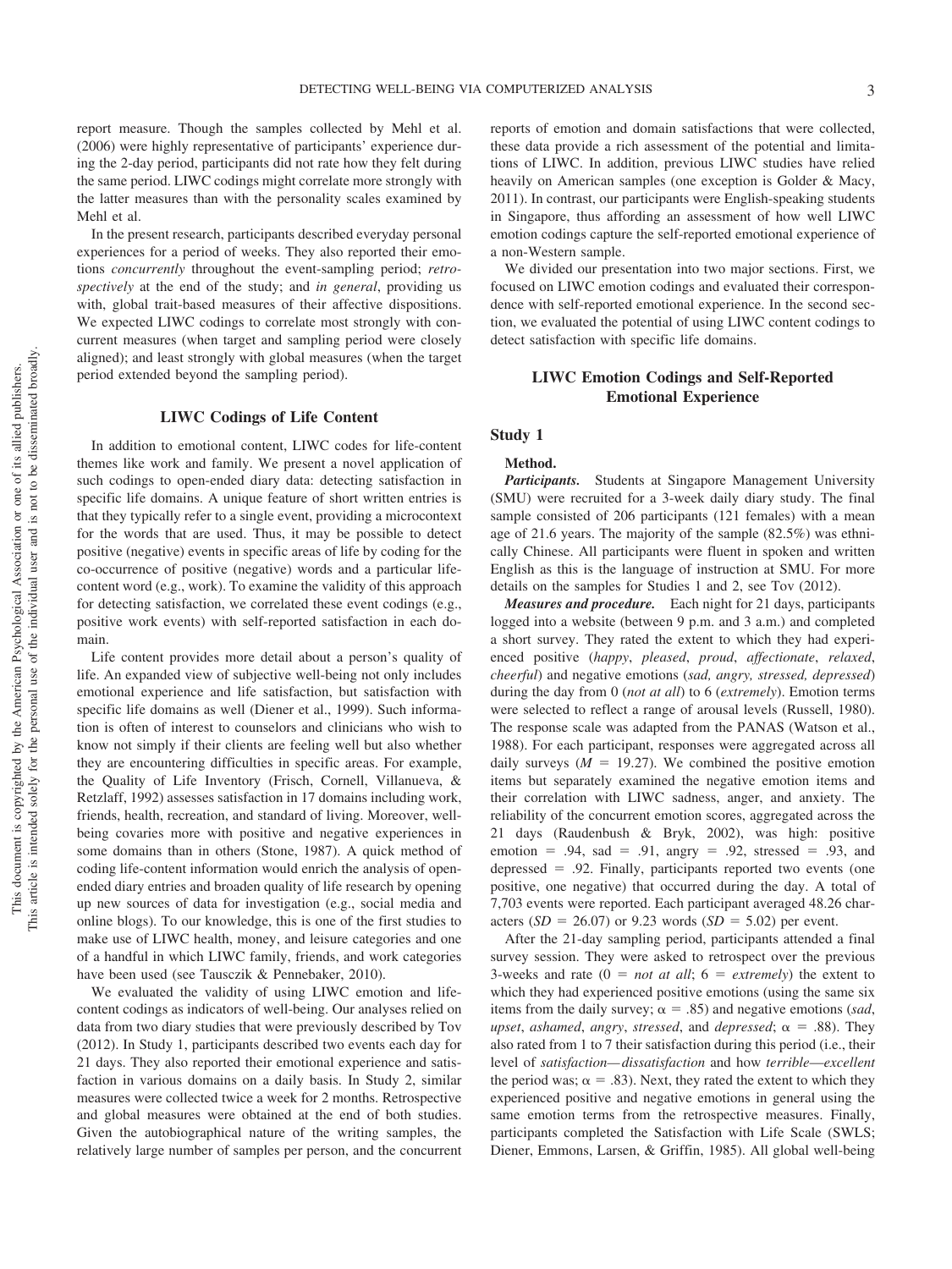report measure. Though the samples collected by Mehl et al. (2006) were highly representative of participants' experience during the 2-day period, participants did not rate how they felt during the same period. LIWC codings might correlate more strongly with the latter measures than with the personality scales examined by Mehl et al.

In the present research, participants described everyday personal experiences for a period of weeks. They also reported their emotions *concurrently* throughout the event-sampling period; *retrospectively* at the end of the study; and *in general*, providing us with, global trait-based measures of their affective dispositions. We expected LIWC codings to correlate most strongly with concurrent measures (when target and sampling period were closely aligned); and least strongly with global measures (when the target period extended beyond the sampling period).

## LIWC Codings of Life Content

In addition to emotional content, LIWC codes for life-content themes like work and family. We present a novel application of such codings to open-ended diary data: detecting satisfaction in specific life domains. A unique feature of short written entries is that they typically refer to a single event, providing a microcontext for the words that are used. Thus, it may be possible to detect positive (negative) events in specific areas of life by coding for the co-occurrence of positive (negative) words and a particular life-content word (e.g., work). To examine the validity of this approach for detecting satisfaction, we correlated these event codings (e.g., positive work events) with self-reported satisfaction in each domain.

Life content provides more detail about a person's quality of life. An expanded view of subjective well-being not only includes emotional experience and life satisfaction, but satisfaction with specific life domains as well (Diener et al., 1999). Such information is often of interest to counselors and clinicians who wish to know not simply if their clients are feeling well but also whether they are encountering difficulties in specific areas. For example, the Quality of Life Inventory (Frisch, Cornell, Villanueva, & Retzlaff, 1992) assesses satisfaction in 17 domains including work, friends, health, recreation, and standard of living. Moreover, well-being covaries more with positive and negative experiences in some domains than in others (Stone, 1987). A quick method of coding life-content information would enrich the analysis of open-ended diary entries and broaden quality of life research by opening up new sources of data for investigation (e.g., social media and online blogs). To our knowledge, this is one of the first studies to make use of LIWC health, money, and leisure categories and one of a handful in which LIWC family, friends, and work categories have been used (see Tausczik & Pennebaker, 2010).

We evaluated the validity of using LIWC emotion and life-content codings as indicators of well-being. Our analyses relied on data from two diary studies that were previously described by Tov (2012). In Study 1, participants described two events each day for 21 days. They also reported their emotional experience and satisfaction in various domains on a daily basis. In Study 2, similar measures were collected twice a week for 2 months. Retrospective and global measures were obtained at the end of both studies. Given the autobiographical nature of the writing samples, the relatively large number of samples per person, and the concurrent reports of emotion and domain satisfactions that were collected, these data provide a rich assessment of the potential and limitations of LIWC. In addition, previous LIWC studies have relied heavily on American samples (one exception is Golder & Macy, 2011). In contrast, our participants were English-speaking students in Singapore, thus affording an assessment of how well LIWC emotion codings capture the self-reported emotional experience of a non-Western sample.

We divided our presentation into two major sections. First, we focused on LIWC emotion codings and evaluated their correspondence with self-reported emotional experience. In the second section, we evaluated the potential of using LIWC content codings to detect satisfaction with specific life domains.

## LIWC Emotion Codings and Self-Reported Emotional Experience

### Study 1

#### Method.

***Participants.*** Students at Singapore Management University (SMU) were recruited for a 3-week daily diary study. The final sample consisted of 206 participants (121 females) with a mean age of 21.6 years. The majority of the sample (82.5%) was ethnically Chinese. All participants were fluent in spoken and written English as this is the language of instruction at SMU. For more details on the samples for Studies 1 and 2, see Tov (2012).

***Measures and procedure.*** Each night for 21 days, participants logged into a website (between 9 p.m. and 3 a.m.) and completed a short survey. They rated the extent to which they had experienced positive (*happy*, *pleased*, *proud*, *affectionate*, *relaxed*, *cheerful*) and negative emotions (*sad, angry, stressed, depressed*) during the day from 0 (*not at all*) to 6 (*extremely*). Emotion terms were selected to reflect a range of arousal levels (Russell, 1980). The response scale was adapted from the PANAS (Watson et al., 1988). For each participant, responses were aggregated across all daily surveys ($M$ = 19.27). We combined the positive emotion items but separately examined the negative emotion items and their correlation with LIWC sadness, anger, and anxiety. The reliability of the concurrent emotion scores, aggregated across the 21 days (Raudenbush & Bryk, 2002), was high: positive emotion = .94, sad = .91, angry = .92, stressed = .93, and depressed = .92. Finally, participants reported two events (one positive, one negative) that occurred during the day. A total of 7,703 events were reported. Each participant averaged 48.26 characters ($SD$ = 26.07) or 9.23 words ($SD$ = 5.02) per event.

After the 21-day sampling period, participants attended a final survey session. They were asked to retrospect over the previous 3-weeks and rate (0 = *not at all*; 6 = *extremely*) the extent to which they had experienced positive emotions (using the same six items from the daily survey; $\alpha$ = .85) and negative emotions (*sad*, *upset*, *ashamed*, *angry*, *stressed*, and *depressed*; $\alpha$ = .88). They also rated from 1 to 7 their satisfaction during this period (i.e., their level of *satisfaction—dissatisfaction* and how *terrible—excellent* the period was; $\alpha$ = .83). Next, they rated the extent to which they experienced positive and negative emotions in general using the same emotion terms from the retrospective measures. Finally, participants completed the Satisfaction with Life Scale (SWLS; Diener, Emmons, Larsen, & Griffin, 1985). All global well-being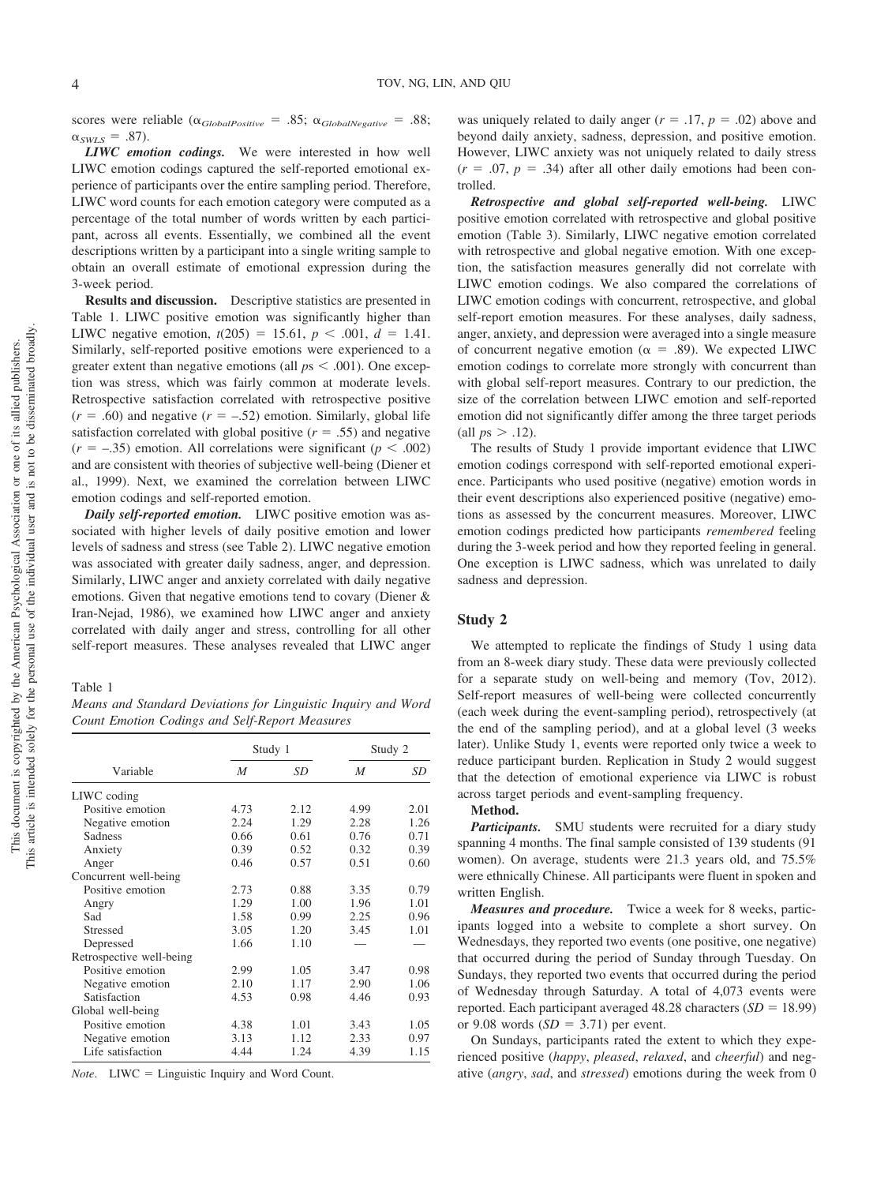scores were reliable ($\alpha_{GlobalPositive}$ = .85; $\alpha_{GlobalNegative}$ = .88; $\alpha_{SWLS}$ = .87).

***LIWC emotion codings.*** We were interested in how well LIWC emotion codings captured the self-reported emotional experience of participants over the entire sampling period. Therefore, LIWC word counts for each emotion category were computed as a percentage of the total number of words written by each participant, across all events. Essentially, we combined all the event descriptions written by a participant into a single writing sample to obtain an overall estimate of emotional expression during the 3-week period.

**Results and discussion.** Descriptive statistics are presented in Table 1. LIWC positive emotion was significantly higher than LIWC negative emotion, $t(205) = 15.61$, $p < .001$, $d = 1.41$. Similarly, self-reported positive emotions were experienced to a greater extent than negative emotions (all $ps < .001$). One exception was stress, which was fairly common at moderate levels. Retrospective satisfaction correlated with retrospective positive ($r = .60$) and negative ($r = -.52$) emotion. Similarly, global life satisfaction correlated with global positive ($r = .55$) and negative ($r = -.35$) emotion. All correlations were significant ($p < .002$) and are consistent with theories of subjective well-being (Diener et al., 1999). Next, we examined the correlation between LIWC emotion codings and self-reported emotion.

***Daily self-reported emotion.*** LIWC positive emotion was associated with higher levels of daily positive emotion and lower levels of sadness and stress (see Table 2). LIWC negative emotion was associated with greater daily sadness, anger, and depression. Similarly, LIWC anger and anxiety correlated with daily negative emotions. Given that negative emotions tend to covary (Diener & Iran-Nejad, 1986), we examined how LIWC anger and anxiety correlated with daily anger and stress, controlling for all other self-report measures. These analyses revealed that LIWC anger was uniquely related to daily anger ($r = .17$, $p = .02$) above and beyond daily anxiety, sadness, depression, and positive emotion. However, LIWC anxiety was not uniquely related to daily stress ($r = .07$, $p = .34$) after all other daily emotions had been controlled.

***Retrospective and global self-reported well-being.*** LIWC positive emotion correlated with retrospective and global positive emotion (Table 3). Similarly, LIWC negative emotion correlated with retrospective and global negative emotion. With one exception, the satisfaction measures generally did not correlate with LIWC emotion codings. We also compared the correlations of LIWC emotion codings with concurrent, retrospective, and global self-report emotion measures. For these analyses, daily sadness, anger, anxiety, and depression were averaged into a single measure of concurrent negative emotion ($\alpha = .89$). We expected LIWC emotion codings to correlate more strongly with concurrent than with global self-report measures. Contrary to our prediction, the size of the correlation between LIWC emotion and self-reported emotion did not significantly differ among the three target periods (all $ps > .12$).

The results of Study 1 provide important evidence that LIWC emotion codings correspond with self-reported emotional experience. Participants who used positive (negative) emotion words in their event descriptions also experienced positive (negative) emotions as assessed by the concurrent measures. Moreover, LIWC emotion codings predicted how participants *remembered* feeling during the 3-week period and how they reported feeling in general. One exception is LIWC sadness, which was unrelated to daily sadness and depression.

Table 1

*Means and Standard Deviations for Linguistic Inquiry and Word Count Emotion Codings and Self-Report Measures*

| Variable | Study 1 | | Study 2 | |
|---|---|---|---|---|
| | *M* | *SD* | *M* | *SD* |
| LIWC coding | | | | |
| Positive emotion | 4.73 | 2.12 | 4.99 | 2.01 |
| Negative emotion | 2.24 | 1.29 | 2.28 | 1.26 |
| Sadness | 0.66 | 0.61 | 0.76 | 0.71 |
| Anxiety | 0.39 | 0.52 | 0.32 | 0.39 |
| Anger | 0.46 | 0.57 | 0.51 | 0.60 |
| Concurrent well-being | | | | |
| Positive emotion | 2.73 | 0.88 | 3.35 | 0.79 |
| Angry | 1.29 | 1.00 | 1.96 | 1.01 |
| Sad | 1.58 | 0.99 | 2.25 | 0.96 |
| Stressed | 3.05 | 1.20 | 3.45 | 1.01 |
| Depressed | 1.66 | 1.10 | — | — |
| Retrospective well-being | | | | |
| Positive emotion | 2.99 | 1.05 | 3.47 | 0.98 |
| Negative emotion | 2.10 | 1.17 | 2.90 | 1.06 |
| Satisfaction | 4.53 | 0.98 | 4.46 | 0.93 |
| Global well-being | | | | |
| Positive emotion | 4.38 | 1.01 | 3.43 | 1.05 |
| Negative emotion | 3.13 | 1.12 | 2.33 | 0.97 |
| Life satisfaction | 4.44 | 1.24 | 4.39 | 1.15 |

*Note.* LIWC = Linguistic Inquiry and Word Count.

## Study 2

We attempted to replicate the findings of Study 1 using data from an 8-week diary study. These data were previously collected for a separate study on well-being and memory (Tov, 2012). Self-report measures of well-being were collected concurrently (each week during the event-sampling period), retrospectively (at the end of the sampling period), and at a global level (3 weeks later). Unlike Study 1, events were reported only twice a week to reduce participant burden. Replication in Study 2 would suggest that the detection of emotional experience via LIWC is robust across target periods and event-sampling frequency.

**Method.**

***Participants.*** SMU students were recruited for a diary study spanning 4 months. The final sample consisted of 139 students (91 women). On average, students were 21.3 years old, and 75.5% were ethnically Chinese. All participants were fluent in spoken and written English.

***Measures and procedure.*** Twice a week for 8 weeks, participants logged into a website to complete a short survey. On Wednesdays, they reported two events (one positive, one negative) that occurred during the period of Sunday through Tuesday. On Sundays, they reported two events that occurred during the period of Wednesday through Saturday. A total of 4,073 events were reported. Each participant averaged 48.28 characters ($SD = 18.99$) or 9.08 words ($SD = 3.71$) per event.

On Sundays, participants rated the extent to which they experienced positive (*happy*, *pleased*, *relaxed*, and *cheerful*) and negative (*angry*, *sad*, and *stressed*) emotions during the week from 0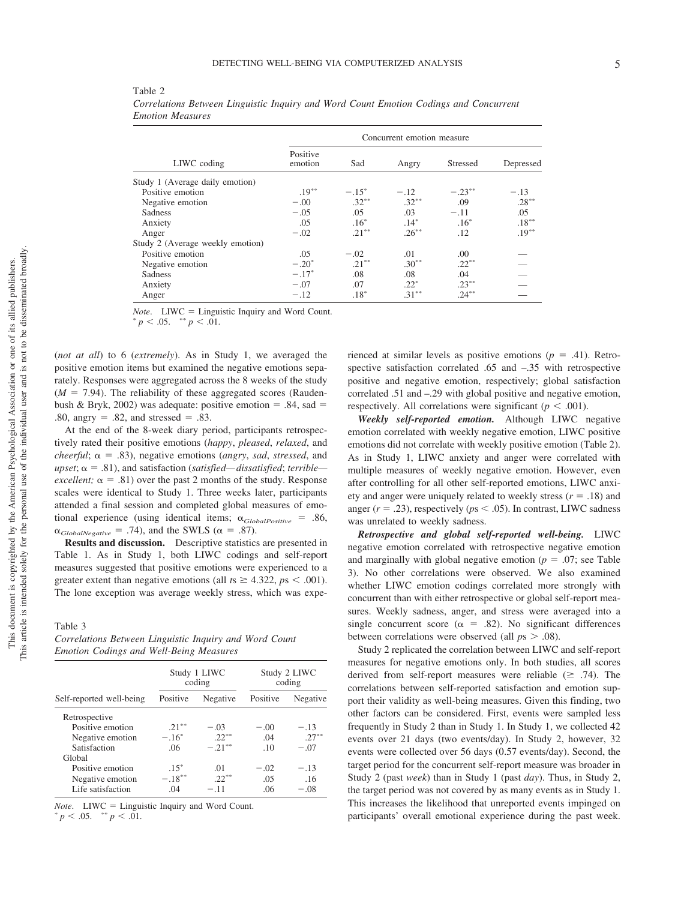Table 2
*Correlations Between Linguistic Inquiry and Word Count Emotion Codings and Concurrent Emotion Measures*

| LIWC coding | Concurrent emotion measure | | | | |
|---|---|---|---|---|---|
| | Positive emotion | Sad | Angry | Stressed | Depressed |
| Study 1 (Average daily emotion) | | | | | |
| Positive emotion | .19** | −.15* | −.12 | −.23** | −.13 |
| Negative emotion | −.00 | .32** | .32** | .09 | .28** |
| Sadness | −.05 | .05 | .03 | −.11 | .05 |
| Anxiety | .05 | .16* | .14* | .16* | .18** |
| Anger | −.02 | .21** | .26** | .12 | .19** |
| Study 2 (Average weekly emotion) | | | | | |
| Positive emotion | .05 | −.02 | .01 | .00 | — |
| Negative emotion | −.20* | .21** | .30** | .22** | — |
| Sadness | −.17* | .08 | .08 | .04 | — |
| Anxiety | −.07 | .07 | .22* | .23** | — |
| Anger | −.12 | .18* | .31** | .24** | — |

*Note*. LIWC = Linguistic Inquiry and Word Count.
* $p < .05$. ** $p < .01$.

(*not at all*) to 6 (*extremely*). As in Study 1, we averaged the positive emotion items but examined the negative emotions separately. Responses were aggregated across the 8 weeks of the study ($M = 7.94$). The reliability of these aggregated scores (Raudenbush & Bryk, 2002) was adequate: positive emotion = .84, sad = .80, angry = .82, and stressed = .83.

At the end of the 8-week diary period, participants retrospectively rated their positive emotions (*happy*, *pleased*, *relaxed*, and *cheerful*; $\alpha = .83$), negative emotions (*angry*, *sad*, *stressed*, and *upset*; $\alpha = .81$), and satisfaction (*satisfied—dissatisfied*; *terrible—excellent;* $\alpha = .81$) over the past 2 months of the study. Response scales were identical to Study 1. Three weeks later, participants attended a final session and completed global measures of emotional experience (using identical items; $\alpha_{GlobalPositive} = .86$, $\alpha_{GlobalNegative} = .74$), and the SWLS ($\alpha = .87$).

**Results and discussion.** Descriptive statistics are presented in Table 1. As in Study 1, both LIWC codings and self-report measures suggested that positive emotions were experienced to a greater extent than negative emotions (all $ts \geq 4.322$, $ps < .001$). The lone exception was average weekly stress, which was experienced at similar levels as positive emotions ($p = .41$). Retrospective satisfaction correlated .65 and –.35 with retrospective positive and negative emotion, respectively; global satisfaction correlated .51 and –.29 with global positive and negative emotion, respectively. All correlations were significant ($p < .001$).

Table 3
*Correlations Between Linguistic Inquiry and Word Count Emotion Codings and Well-Being Measures*

| Self-reported well-being | Study 1 LIWC coding | | Study 2 LIWC coding | |
|---|---|---|---|---|
| | Positive | Negative | Positive | Negative |
| Retrospective | | | | |
| Positive emotion | .21** | −.03 | −.00 | −.13 |
| Negative emotion | −.16* | .22** | .04 | .27** |
| Satisfaction | .06 | −.21** | .10 | −.07 |
| Global | | | | |
| Positive emotion | .15* | .01 | −.02 | −.13 |
| Negative emotion | −.18** | .22** | .05 | .16 |
| Life satisfaction | .04 | −.11 | .06 | −.08 |

*Note*. LIWC = Linguistic Inquiry and Word Count.
* $p < .05$. ** $p < .01$.

***Weekly self-reported emotion.*** Although LIWC negative emotion correlated with weekly negative emotion, LIWC positive emotions did not correlate with weekly positive emotion (Table 2). As in Study 1, LIWC anxiety and anger were correlated with multiple measures of weekly negative emotion. However, even after controlling for all other self-reported emotions, LIWC anxiety and anger were uniquely related to weekly stress ($r = .18$) and anger ($r = .23$), respectively ($ps < .05$). In contrast, LIWC sadness was unrelated to weekly sadness.

***Retrospective and global self-reported well-being.*** LIWC negative emotion correlated with retrospective negative emotion and marginally with global negative emotion ($p = .07$; see Table 3). No other correlations were observed. We also examined whether LIWC emotion codings correlated more strongly with concurrent than with either retrospective or global self-report measures. Weekly sadness, anger, and stress were averaged into a single concurrent score ($\alpha = .82$). No significant differences between correlations were observed (all $ps > .08$).

Study 2 replicated the correlation between LIWC and self-report measures for negative emotions only. In both studies, all scores derived from self-report measures were reliable ($\geq .74$). The correlations between self-reported satisfaction and emotion support their validity as well-being measures. Given this finding, two other factors can be considered. First, events were sampled less frequently in Study 2 than in Study 1. In Study 1, we collected 42 events over 21 days (two events/day). In Study 2, however, 32 events were collected over 56 days (0.57 events/day). Second, the target period for the concurrent self-report measure was broader in Study 2 (past *week*) than in Study 1 (past *day*). Thus, in Study 2, the target period was not covered by as many events as in Study 1. This increases the likelihood that unreported events impinged on participants' overall emotional experience during the past week.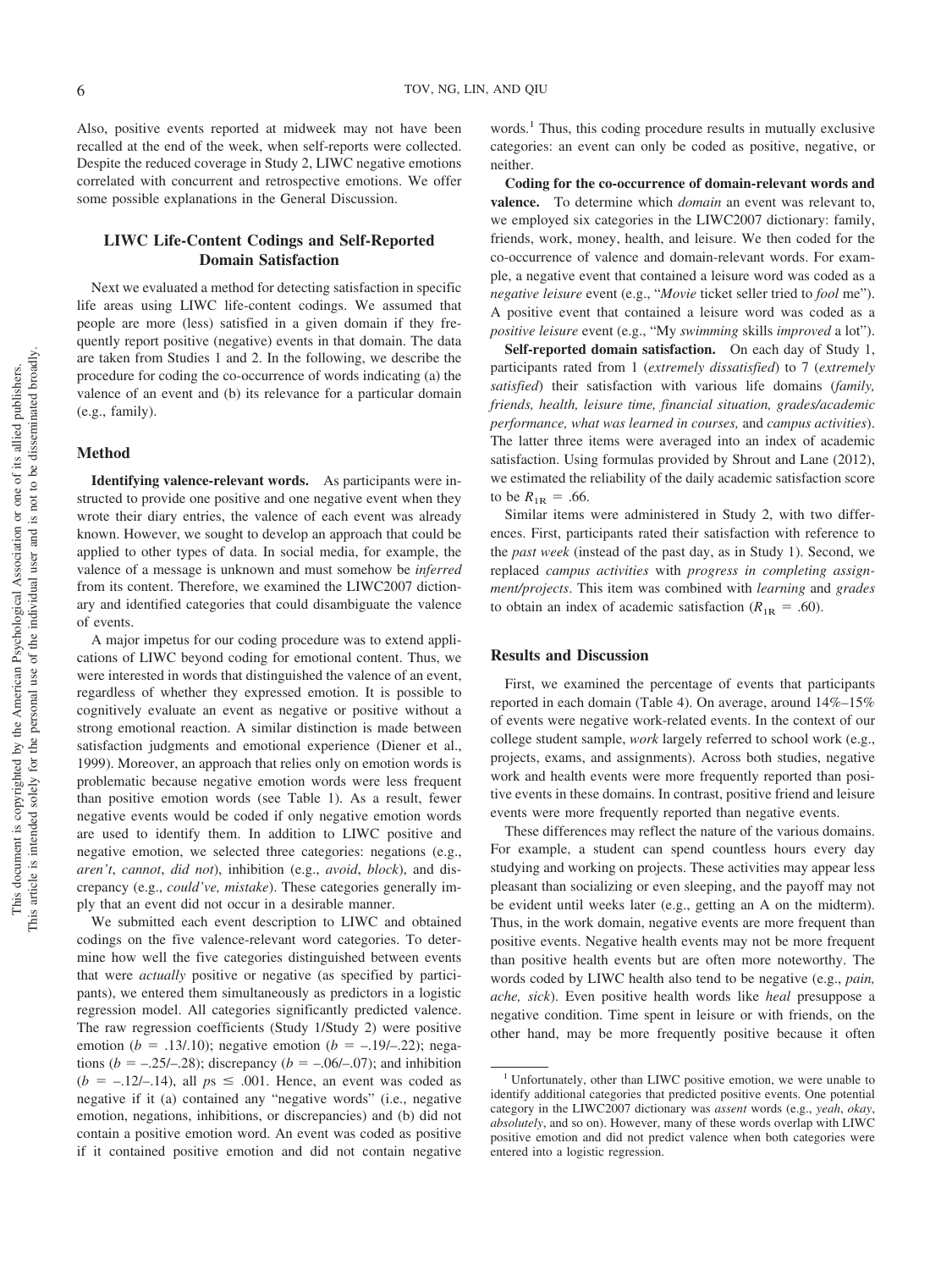Also, positive events reported at midweek may not have been recalled at the end of the week, when self-reports were collected. Despite the reduced coverage in Study 2, LIWC negative emotions correlated with concurrent and retrospective emotions. We offer some possible explanations in the General Discussion.

## LIWC Life-Content Codings and Self-Reported Domain Satisfaction

Next we evaluated a method for detecting satisfaction in specific life areas using LIWC life-content codings. We assumed that people are more (less) satisfied in a given domain if they frequently report positive (negative) events in that domain. The data are taken from Studies 1 and 2. In the following, we describe the procedure for coding the co-occurrence of words indicating (a) the valence of an event and (b) its relevance for a particular domain (e.g., family).

### Method

**Identifying valence-relevant words.** As participants were instructed to provide one positive and one negative event when they wrote their diary entries, the valence of each event was already known. However, we sought to develop an approach that could be applied to other types of data. In social media, for example, the valence of a message is unknown and must somehow be *inferred* from its content. Therefore, we examined the LIWC2007 dictionary and identified categories that could disambiguate the valence of events.

A major impetus for our coding procedure was to extend applications of LIWC beyond coding for emotional content. Thus, we were interested in words that distinguished the valence of an event, regardless of whether they expressed emotion. It is possible to cognitively evaluate an event as negative or positive without a strong emotional reaction. A similar distinction is made between satisfaction judgments and emotional experience (Diener et al., 1999). Moreover, an approach that relies only on emotion words is problematic because negative emotion words were less frequent than positive emotion words (see Table 1). As a result, fewer negative events would be coded if only negative emotion words are used to identify them. In addition to LIWC positive and negative emotion, we selected three categories: negations (e.g., *aren't*, *cannot*, *did not*), inhibition (e.g., *avoid*, *block*), and discrepancy (e.g., *could've, mistake*). These categories generally imply that an event did not occur in a desirable manner.

We submitted each event description to LIWC and obtained codings on the five valence-relevant word categories. To determine how well the five categories distinguished between events that were *actually* positive or negative (as specified by participants), we entered them simultaneously as predictors in a logistic regression model. All categories significantly predicted valence. The raw regression coefficients (Study 1/Study 2) were positive emotion ($b$ = .13/.10); negative emotion ($b$ = –.19/–.22); negations ($b$ = –.25/–.28); discrepancy ($b$ = –.06/–.07); and inhibition ($b$ = –.12/–.14), all $ps \leq .001$. Hence, an event was coded as negative if it (a) contained any "negative words" (i.e., negative emotion, negations, inhibitions, or discrepancies) and (b) did not contain a positive emotion word. An event was coded as positive if it contained positive emotion and did not contain negative words.[1] Thus, this coding procedure results in mutually exclusive categories: an event can only be coded as positive, negative, or neither.

**Coding for the co-occurrence of domain-relevant words and valence.** To determine which *domain* an event was relevant to, we employed six categories in the LIWC2007 dictionary: family, friends, work, money, health, and leisure. We then coded for the co-occurrence of valence and domain-relevant words. For example, a negative event that contained a leisure word was coded as a *negative leisure* event (e.g., "*Movie* ticket seller tried to *fool* me"). A positive event that contained a leisure word was coded as a *positive leisure* event (e.g., "My *swimming* skills *improved* a lot").

**Self-reported domain satisfaction.** On each day of Study 1, participants rated from 1 (*extremely dissatisfied*) to 7 (*extremely satisfied*) their satisfaction with various life domains (*family, friends, health, leisure time, financial situation, grades/academic performance, what was learned in courses,* and *campus activities*). The latter three items were averaged into an index of academic satisfaction. Using formulas provided by Shrout and Lane (2012), we estimated the reliability of the daily academic satisfaction score to be $R_{1R}$ = .66.

Similar items were administered in Study 2, with two differences. First, participants rated their satisfaction with reference to the *past week* (instead of the past day, as in Study 1). Second, we replaced *campus activities* with *progress in completing assignment/projects*. This item was combined with *learning* and *grades* to obtain an index of academic satisfaction ($R_{1R}$ = .60).

### Results and Discussion

First, we examined the percentage of events that participants reported in each domain (Table 4). On average, around 14%–15% of events were negative work-related events. In the context of our college student sample, *work* largely referred to school work (e.g., projects, exams, and assignments). Across both studies, negative work and health events were more frequently reported than positive events in these domains. In contrast, positive friend and leisure events were more frequently reported than negative events.

These differences may reflect the nature of the various domains. For example, a student can spend countless hours every day studying and working on projects. These activities may appear less pleasant than socializing or even sleeping, and the payoff may not be evident until weeks later (e.g., getting an A on the midterm). Thus, in the work domain, negative events are more frequent than positive events. Negative health events may not be more frequent than positive health events but are often more noteworthy. The words coded by LIWC health also tend to be negative (e.g., *pain, ache, sick*). Even positive health words like *heal* presuppose a negative condition. Time spent in leisure or with friends, on the other hand, may be more frequently positive because it often

[1] Unfortunately, other than LIWC positive emotion, we were unable to identify additional categories that predicted positive events. One potential category in the LIWC2007 dictionary was *assent* words (e.g., *yeah*, *okay*, *absolutely*, and so on). However, many of these words overlap with LIWC positive emotion and did not predict valence when both categories were entered into a logistic regression.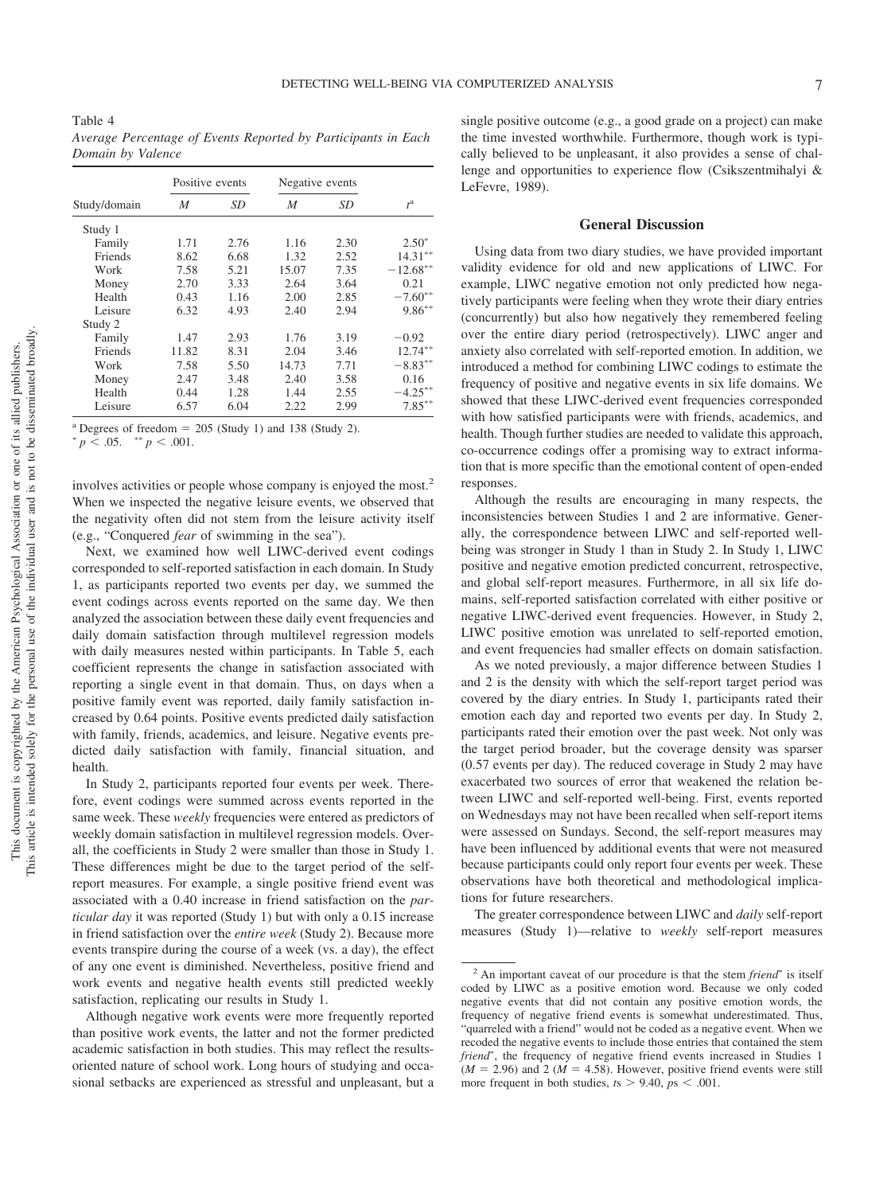Table 4
*Average Percentage of Events Reported by Participants in Each Domain by Valence*

| Study/domain | Positive events | | Negative events | | $t^{a}$ |
|---|---|---|---|---|---|
| | *M* | *SD* | *M* | *SD* | |
| Study 1 | | | | | |
| Family | 1.71 | 2.76 | 1.16 | 2.30 | $2.50^{*}$ |
| Friends | 8.62 | 6.68 | 1.32 | 2.52 | $14.31^{**}$ |
| Work | 7.58 | 5.21 | 15.07 | 7.35 | $-12.68^{**}$ |
| Money | 2.70 | 3.33 | 2.64 | 3.64 | 0.21 |
| Health | 0.43 | 1.16 | 2.00 | 2.85 | $-7.60^{**}$ |
| Leisure | 6.32 | 4.93 | 2.40 | 2.94 | $9.86^{**}$ |
| Study 2 | | | | | |
| Family | 1.47 | 2.93 | 1.76 | 3.19 | −0.92 |
| Friends | 11.82 | 8.31 | 2.04 | 3.46 | $12.74^{**}$ |
| Work | 7.58 | 5.50 | 14.73 | 7.71 | $-8.83^{**}$ |
| Money | 2.47 | 3.48 | 2.40 | 3.58 | 0.16 |
| Health | 0.44 | 1.28 | 1.44 | 2.55 | $-4.25^{**}$ |
| Leisure | 6.57 | 6.04 | 2.22 | 2.99 | $7.85^{**}$ |

[a] Degrees of freedom = 205 (Study 1) and 138 (Study 2).
$^{*}p < .05$. $^{**}p < .001$.

involves activities or people whose company is enjoyed the most.[2] When we inspected the negative leisure events, we observed that the negativity often did not stem from the leisure activity itself (e.g., "Conquered *fear* of swimming in the sea").

Next, we examined how well LIWC-derived event codings corresponded to self-reported satisfaction in each domain. In Study 1, as participants reported two events per day, we summed the event codings across events reported on the same day. We then analyzed the association between these daily event frequencies and daily domain satisfaction through multilevel regression models with daily measures nested within participants. In Table 5, each coefficient represents the change in satisfaction associated with reporting a single event in that domain. Thus, on days when a positive family event was reported, daily family satisfaction increased by 0.64 points. Positive events predicted daily satisfaction with family, friends, academics, and leisure. Negative events predicted daily satisfaction with family, financial situation, and health.

In Study 2, participants reported four events per week. Therefore, event codings were summed across events reported in the same week. These *weekly* frequencies were entered as predictors of weekly domain satisfaction in multilevel regression models. Overall, the coefficients in Study 2 were smaller than those in Study 1. These differences might be due to the target period of the self-report measures. For example, a single positive friend event was associated with a 0.40 increase in friend satisfaction on the *particular day* it was reported (Study 1) but with only a 0.15 increase in friend satisfaction over the *entire week* (Study 2). Because more events transpire during the course of a week (vs. a day), the effect of any one event is diminished. Nevertheless, positive friend and work events and negative health events still predicted weekly satisfaction, replicating our results in Study 1.

Although negative work events were more frequently reported than positive work events, the latter and not the former predicted academic satisfaction in both studies. This may reflect the results-oriented nature of school work. Long hours of studying and occasional setbacks are experienced as stressful and unpleasant, but a single positive outcome (e.g., a good grade on a project) can make the time invested worthwhile. Furthermore, though work is typically believed to be unpleasant, it also provides a sense of challenge and opportunities to experience flow (Csikszentmihalyi & LeFevre, 1989).

## General Discussion

Using data from two diary studies, we have provided important validity evidence for old and new applications of LIWC. For example, LIWC negative emotion not only predicted how negatively participants were feeling when they wrote their diary entries (concurrently) but also how negatively they remembered feeling over the entire diary period (retrospectively). LIWC anger and anxiety also correlated with self-reported emotion. In addition, we introduced a method for combining LIWC codings to estimate the frequency of positive and negative events in six life domains. We showed that these LIWC-derived event frequencies corresponded with how satisfied participants were with friends, academics, and health. Though further studies are needed to validate this approach, co-occurrence codings offer a promising way to extract information that is more specific than the emotional content of open-ended responses.

Although the results are encouraging in many respects, the inconsistencies between Studies 1 and 2 are informative. Generally, the correspondence between LIWC and self-reported well-being was stronger in Study 1 than in Study 2. In Study 1, LIWC positive and negative emotion predicted concurrent, retrospective, and global self-report measures. Furthermore, in all six life domains, self-reported satisfaction correlated with either positive or negative LIWC-derived event frequencies. However, in Study 2, LIWC positive emotion was unrelated to self-reported emotion, and event frequencies had smaller effects on domain satisfaction.

As we noted previously, a major difference between Studies 1 and 2 is the density with which the self-report target period was covered by the diary entries. In Study 1, participants rated their emotion each day and reported two events per day. In Study 2, participants rated their emotion over the past week. Not only was the target period broader, but the coverage density was sparser (0.57 events per day). The reduced coverage in Study 2 may have exacerbated two sources of error that weakened the relation between LIWC and self-reported well-being. First, events reported on Wednesdays may not have been recalled when self-report items were assessed on Sundays. Second, the self-report measures may have been influenced by additional events that were not measured because participants could only report four events per week. These observations have both theoretical and methodological implications for future researchers.

The greater correspondence between LIWC and *daily* self-report measures (Study 1)—relative to *weekly* self-report measures

[2] An important caveat of our procedure is that the stem *friend** is itself coded by LIWC as a positive emotion word. Because we only coded negative events that did not contain any positive emotion words, the frequency of negative friend events is somewhat underestimated. Thus, "quarreled with a friend" would not be coded as a negative event. When we recoded the negative events to include those entries that contained the stem *friend**, the frequency of negative friend events increased in Studies 1 ($M = 2.96$) and 2 ($M = 4.58$). However, positive friend events were still more frequent in both studies, $ts > 9.40$, $ps < .001$.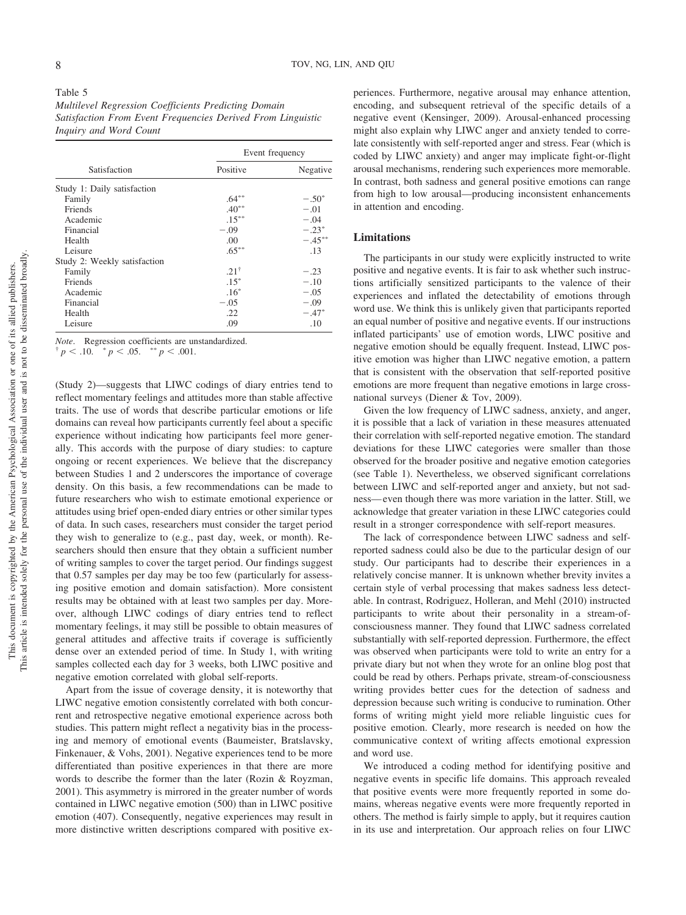Table 5

*Multilevel Regression Coefficients Predicting Domain Satisfaction From Event Frequencies Derived From Linguistic Inquiry and Word Count*

| Satisfaction | Event frequency | |
|---|---|---|
| | Positive | Negative |
| Study 1: Daily satisfaction | | |
| Family | .64** | −.50* |
| Friends | .40** | −.01 |
| Academic | .15** | −.04 |
| Financial | −.09 | −.23* |
| Health | .00 | −.45** |
| Leisure | .65** | .13 |
| Study 2: Weekly satisfaction | | |
| Family | .21† | −.23 |
| Friends | .15* | −.10 |
| Academic | .16* | −.05 |
| Financial | −.05 | −.09 |
| Health | .22 | −.47* |
| Leisure | .09 | .10 |

*Note*. Regression coefficients are unstandardized.
† $p < .10$. * $p < .05$. ** $p < .001$.

(Study 2)—suggests that LIWC codings of diary entries tend to reflect momentary feelings and attitudes more than stable affective traits. The use of words that describe particular emotions or life domains can reveal how participants currently feel about a specific experience without indicating how participants feel more generally. This accords with the purpose of diary studies: to capture ongoing or recent experiences. We believe that the discrepancy between Studies 1 and 2 underscores the importance of coverage density. On this basis, a few recommendations can be made to future researchers who wish to estimate emotional experience or attitudes using brief open-ended diary entries or other similar types of data. In such cases, researchers must consider the target period they wish to generalize to (e.g., past day, week, or month). Researchers should then ensure that they obtain a sufficient number of writing samples to cover the target period. Our findings suggest that 0.57 samples per day may be too few (particularly for assessing positive emotion and domain satisfaction). More consistent results may be obtained with at least two samples per day. Moreover, although LIWC codings of diary entries tend to reflect momentary feelings, it may still be possible to obtain measures of general attitudes and affective traits if coverage is sufficiently dense over an extended period of time. In Study 1, with writing samples collected each day for 3 weeks, both LIWC positive and negative emotion correlated with global self-reports.

Apart from the issue of coverage density, it is noteworthy that LIWC negative emotion consistently correlated with both concurrent and retrospective negative emotional experience across both studies. This pattern might reflect a negativity bias in the processing and memory of emotional events (Baumeister, Bratslavsky, Finkenauer, & Vohs, 2001). Negative experiences tend to be more differentiated than positive experiences in that there are more words to describe the former than the later (Rozin & Royzman, 2001). This asymmetry is mirrored in the greater number of words contained in LIWC negative emotion (500) than in LIWC positive emotion (407). Consequently, negative experiences may result in more distinctive written descriptions compared with positive experiences. Furthermore, negative arousal may enhance attention, encoding, and subsequent retrieval of the specific details of a negative event (Kensinger, 2009). Arousal-enhanced processing might also explain why LIWC anger and anxiety tended to correlate consistently with self-reported anger and stress. Fear (which is coded by LIWC anxiety) and anger may implicate fight-or-flight arousal mechanisms, rendering such experiences more memorable. In contrast, both sadness and general positive emotions can range from high to low arousal—producing inconsistent enhancements in attention and encoding.

## Limitations

The participants in our study were explicitly instructed to write positive and negative events. It is fair to ask whether such instructions artificially sensitized participants to the valence of their experiences and inflated the detectability of emotions through word use. We think this is unlikely given that participants reported an equal number of positive and negative events. If our instructions inflated participants' use of emotion words, LIWC positive and negative emotion should be equally frequent. Instead, LIWC positive emotion was higher than LIWC negative emotion, a pattern that is consistent with the observation that self-reported positive emotions are more frequent than negative emotions in large cross-national surveys (Diener & Tov, 2009).

Given the low frequency of LIWC sadness, anxiety, and anger, it is possible that a lack of variation in these measures attenuated their correlation with self-reported negative emotion. The standard deviations for these LIWC categories were smaller than those observed for the broader positive and negative emotion categories (see Table 1). Nevertheless, we observed significant correlations between LIWC and self-reported anger and anxiety, but not sadness—even though there was more variation in the latter. Still, we acknowledge that greater variation in these LIWC categories could result in a stronger correspondence with self-report measures.

The lack of correspondence between LIWC sadness and self-reported sadness could also be due to the particular design of our study. Our participants had to describe their experiences in a relatively concise manner. It is unknown whether brevity invites a certain style of verbal processing that makes sadness less detectable. In contrast, Rodriguez, Holleran, and Mehl (2010) instructed participants to write about their personality in a stream-of-consciousness manner. They found that LIWC sadness correlated substantially with self-reported depression. Furthermore, the effect was observed when participants were told to write an entry for a private diary but not when they wrote for an online blog post that could be read by others. Perhaps private, stream-of-consciousness writing provides better cues for the detection of sadness and depression because such writing is conducive to rumination. Other forms of writing might yield more reliable linguistic cues for positive emotion. Clearly, more research is needed on how the communicative context of writing affects emotional expression and word use.

We introduced a coding method for identifying positive and negative events in specific life domains. This approach revealed that positive events were more frequently reported in some domains, whereas negative events were more frequently reported in others. The method is fairly simple to apply, but it requires caution in its use and interpretation. Our approach relies on four LIWC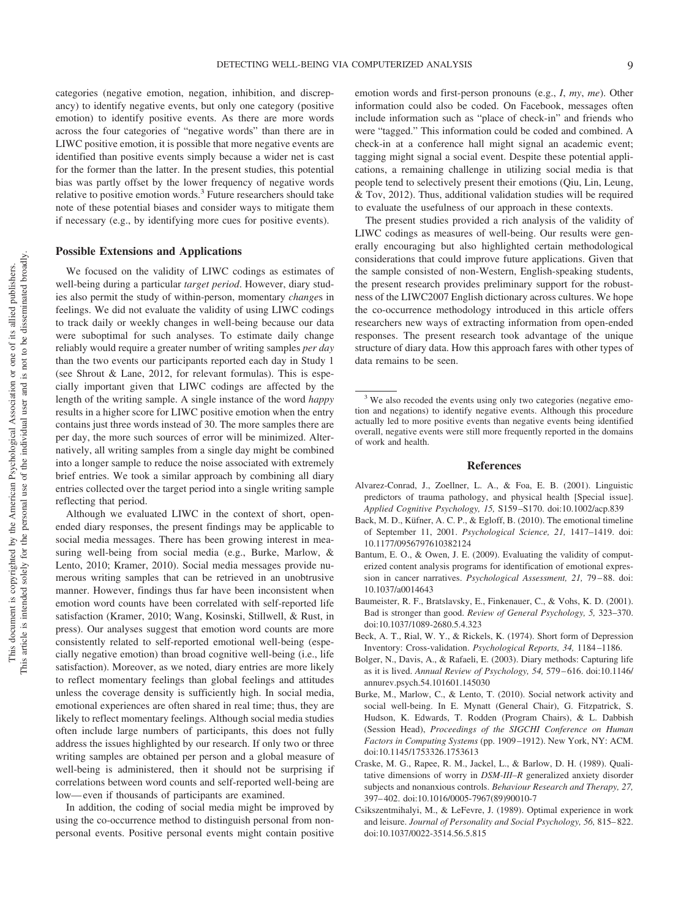categories (negative emotion, negation, inhibition, and discrepancy) to identify negative events, but only one category (positive emotion) to identify positive events. As there are more words across the four categories of "negative words" than there are in LIWC positive emotion, it is possible that more negative events are identified than positive events simply because a wider net is cast for the former than the latter. In the present studies, this potential bias was partly offset by the lower frequency of negative words relative to positive emotion words.[3] Future researchers should take note of these potential biases and consider ways to mitigate them if necessary (e.g., by identifying more cues for positive events).

## Possible Extensions and Applications

We focused on the validity of LIWC codings as estimates of well-being during a particular *target period*. However, diary studies also permit the study of within-person, momentary *change*s in feelings. We did not evaluate the validity of using LIWC codings to track daily or weekly changes in well-being because our data were suboptimal for such analyses. To estimate daily change reliably would require a greater number of writing samples *per day* than the two events our participants reported each day in Study 1 (see Shrout & Lane, 2012, for relevant formulas). This is especially important given that LIWC codings are affected by the length of the writing sample. A single instance of the word *happy* results in a higher score for LIWC positive emotion when the entry contains just three words instead of 30. The more samples there are per day, the more such sources of error will be minimized. Alternatively, all writing samples from a single day might be combined into a longer sample to reduce the noise associated with extremely brief entries. We took a similar approach by combining all diary entries collected over the target period into a single writing sample reflecting that period.

Although we evaluated LIWC in the context of short, open-ended diary responses, the present findings may be applicable to social media messages. There has been growing interest in measuring well-being from social media (e.g., Burke, Marlow, & Lento, 2010; Kramer, 2010). Social media messages provide numerous writing samples that can be retrieved in an unobtrusive manner. However, findings thus far have been inconsistent when emotion word counts have been correlated with self-reported life satisfaction (Kramer, 2010; Wang, Kosinski, Stillwell, & Rust, in press). Our analyses suggest that emotion word counts are more consistently related to self-reported emotional well-being (especially negative emotion) than broad cognitive well-being (i.e., life satisfaction). Moreover, as we noted, diary entries are more likely to reflect momentary feelings than global feelings and attitudes unless the coverage density is sufficiently high. In social media, emotional experiences are often shared in real time; thus, they are likely to reflect momentary feelings. Although social media studies often include large numbers of participants, this does not fully address the issues highlighted by our research. If only two or three writing samples are obtained per person and a global measure of well-being is administered, then it should not be surprising if correlations between word counts and self-reported well-being are low—even if thousands of participants are examined.

In addition, the coding of social media might be improved by using the co-occurrence method to distinguish personal from non-personal events. Positive personal events might contain positive emotion words and first-person pronouns (e.g., *I*, *my*, *me*). Other information could also be coded. On Facebook, messages often include information such as "place of check-in" and friends who were "tagged." This information could be coded and combined. A check-in at a conference hall might signal an academic event; tagging might signal a social event. Despite these potential applications, a remaining challenge in utilizing social media is that people tend to selectively present their emotions (Qiu, Lin, Leung, & Tov, 2012). Thus, additional validation studies will be required to evaluate the usefulness of our approach in these contexts.

The present studies provided a rich analysis of the validity of LIWC codings as measures of well-being. Our results were generally encouraging but also highlighted certain methodological considerations that could improve future applications. Given that the sample consisted of non-Western, English-speaking students, the present research provides preliminary support for the robustness of the LIWC2007 English dictionary across cultures. We hope the co-occurrence methodology introduced in this article offers researchers new ways of extracting information from open-ended responses. The present research took advantage of the unique structure of diary data. How this approach fares with other types of data remains to be seen.

[3] We also recoded the events using only two categories (negative emotion and negations) to identify negative events. Although this procedure actually led to more positive events than negative events being identified overall, negative events were still more frequently reported in the domains of work and health.

## References

Alvarez-Conrad, J., Zoellner, L. A., & Foa, E. B. (2001). Linguistic predictors of trauma pathology, and physical health [Special issue]. *Applied Cognitive Psychology, 15,* S159–S170. doi:10.1002/acp.839

Back, M. D., Küfner, A. C. P., & Egloff, B. (2010). The emotional timeline of September 11, 2001. *Psychological Science, 21,* 1417–1419. doi:10.1177/0956797610382124

Bantum, E. O., & Owen, J. E. (2009). Evaluating the validity of computerized content analysis programs for identification of emotional expression in cancer narratives. *Psychological Assessment, 21,* 79–88. doi:10.1037/a0014643

Baumeister, R. F., Bratslavsky, E., Finkenauer, C., & Vohs, K. D. (2001). Bad is stronger than good. *Review of General Psychology, 5,* 323–370. doi:10.1037/1089-2680.5.4.323

Beck, A. T., Rial, W. Y., & Rickels, K. (1974). Short form of Depression Inventory: Cross-validation. *Psychological Reports, 34,* 1184–1186.

Bolger, N., Davis, A., & Rafaeli, E. (2003). Diary methods: Capturing life as it is lived. *Annual Review of Psychology, 54,* 579–616. doi:10.1146/annurev.psych.54.101601.145030

Burke, M., Marlow, C., & Lento, T. (2010). Social network activity and social well-being. In E. Mynatt (General Chair), G. Fitzpatrick, S. Hudson, K. Edwards, T. Rodden (Program Chairs), & L. Dabbish (Session Head), *Proceedings of the SIGCHI Conference on Human Factors in Computing Systems* (pp. 1909–1912). New York, NY: ACM. doi:10.1145/1753326.1753613

Craske, M. G., Rapee, R. M., Jackel, L., & Barlow, D. H. (1989). Qualitative dimensions of worry in *DSM-III–R* generalized anxiety disorder subjects and nonanxious controls. *Behaviour Research and Therapy, 27,* 397–402. doi:10.1016/0005-7967(89)90010-7

Csikszentmihalyi, M., & LeFevre, J. (1989). Optimal experience in work and leisure. *Journal of Personality and Social Psychology, 56,* 815–822. doi:10.1037/0022-3514.56.5.815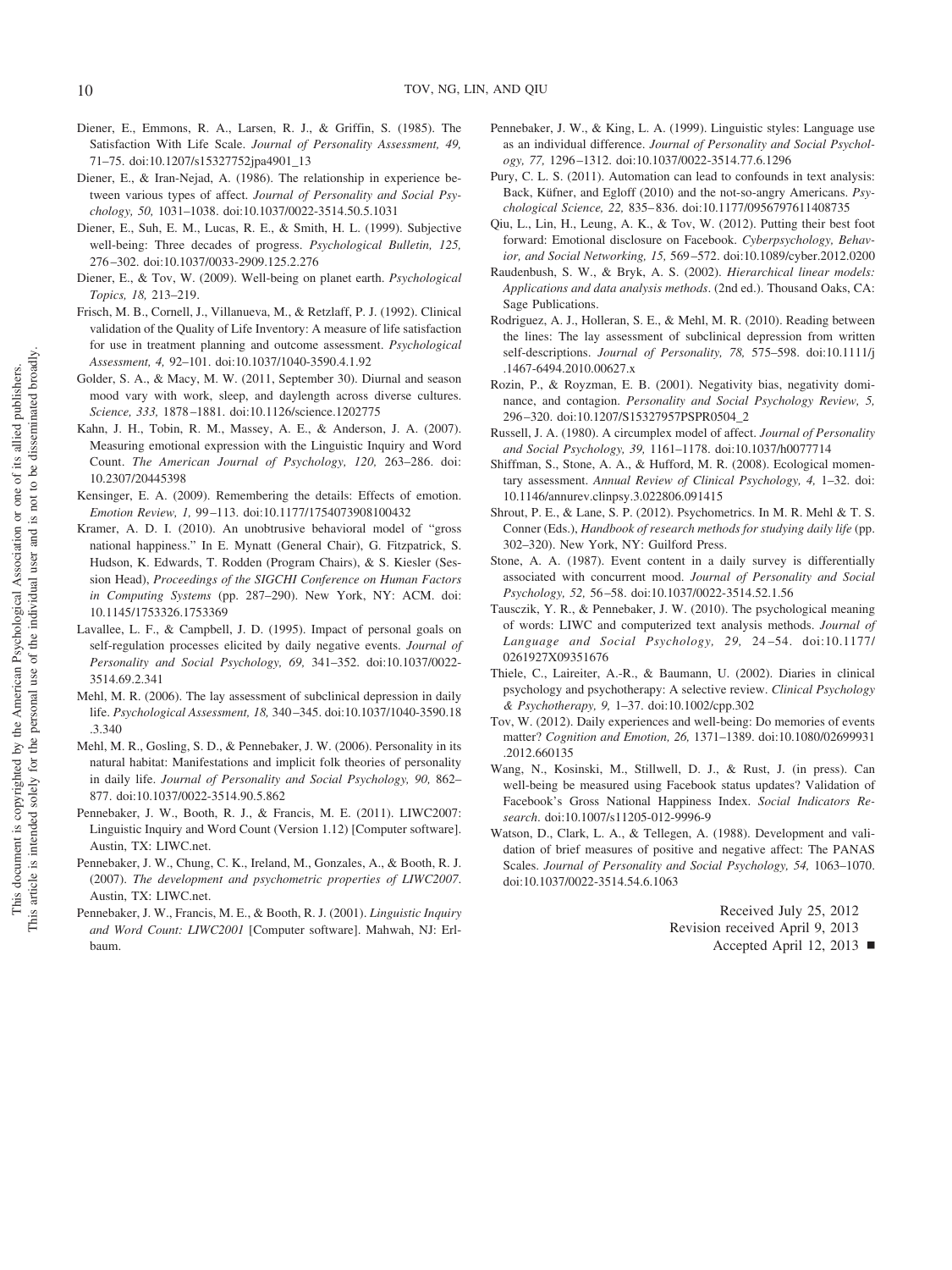Diener, E., Emmons, R. A., Larsen, R. J., & Griffin, S. (1985). The Satisfaction With Life Scale. *Journal of Personality Assessment, 49,* 71–75. doi:10.1207/s15327752jpa4901_13

Diener, E., & Iran-Nejad, A. (1986). The relationship in experience between various types of affect. *Journal of Personality and Social Psychology, 50,* 1031–1038. doi:10.1037/0022-3514.50.5.1031

Diener, E., Suh, E. M., Lucas, R. E., & Smith, H. L. (1999). Subjective well-being: Three decades of progress. *Psychological Bulletin, 125,* 276–302. doi:10.1037/0033-2909.125.2.276

Diener, E., & Tov, W. (2009). Well-being on planet earth. *Psychological Topics, 18,* 213–219.

Frisch, M. B., Cornell, J., Villanueva, M., & Retzlaff, P. J. (1992). Clinical validation of the Quality of Life Inventory: A measure of life satisfaction for use in treatment planning and outcome assessment. *Psychological Assessment, 4,* 92–101. doi:10.1037/1040-3590.4.1.92

Golder, S. A., & Macy, M. W. (2011, September 30). Diurnal and season mood vary with work, sleep, and daylength across diverse cultures. *Science, 333,* 1878–1881. doi:10.1126/science.1202775

Kahn, J. H., Tobin, R. M., Massey, A. E., & Anderson, J. A. (2007). Measuring emotional expression with the Linguistic Inquiry and Word Count. *The American Journal of Psychology, 120,* 263–286. doi: 10.2307/20445398

Kensinger, E. A. (2009). Remembering the details: Effects of emotion. *Emotion Review, 1,* 99–113. doi:10.1177/1754073908100432

Kramer, A. D. I. (2010). An unobtrusive behavioral model of "gross national happiness." In E. Mynatt (General Chair), G. Fitzpatrick, S. Hudson, K. Edwards, T. Rodden (Program Chairs), & S. Kiesler (Session Head), *Proceedings of the SIGCHI Conference on Human Factors in Computing Systems* (pp. 287–290). New York, NY: ACM. doi: 10.1145/1753326.1753369

Lavallee, L. F., & Campbell, J. D. (1995). Impact of personal goals on self-regulation processes elicited by daily negative events. *Journal of Personality and Social Psychology, 69,* 341–352. doi:10.1037/0022-3514.69.2.341

Mehl, M. R. (2006). The lay assessment of subclinical depression in daily life. *Psychological Assessment, 18,* 340–345. doi:10.1037/1040-3590.18.3.340

Mehl, M. R., Gosling, S. D., & Pennebaker, J. W. (2006). Personality in its natural habitat: Manifestations and implicit folk theories of personality in daily life. *Journal of Personality and Social Psychology, 90,* 862–877. doi:10.1037/0022-3514.90.5.862

Pennebaker, J. W., Booth, R. J., & Francis, M. E. (2011). LIWC2007: Linguistic Inquiry and Word Count (Version 1.12) [Computer software]. Austin, TX: LIWC.net.

Pennebaker, J. W., Chung, C. K., Ireland, M., Gonzales, A., & Booth, R. J. (2007). *The development and psychometric properties of LIWC2007*. Austin, TX: LIWC.net.

Pennebaker, J. W., Francis, M. E., & Booth, R. J. (2001). *Linguistic Inquiry and Word Count: LIWC2001* [Computer software]. Mahwah, NJ: Erlbaum.

Pennebaker, J. W., & King, L. A. (1999). Linguistic styles: Language use as an individual difference. *Journal of Personality and Social Psychology, 77,* 1296–1312. doi:10.1037/0022-3514.77.6.1296

Pury, C. L. S. (2011). Automation can lead to confounds in text analysis: Back, Küfner, and Egloff (2010) and the not-so-angry Americans. *Psychological Science, 22,* 835–836. doi:10.1177/0956797611408735

Qiu, L., Lin, H., Leung, A. K., & Tov, W. (2012). Putting their best foot forward: Emotional disclosure on Facebook. *Cyberpsychology, Behavior, and Social Networking, 15,* 569–572. doi:10.1089/cyber.2012.0200

Raudenbush, S. W., & Bryk, A. S. (2002). *Hierarchical linear models: Applications and data analysis methods*. (2nd ed.). Thousand Oaks, CA: Sage Publications.

Rodriguez, A. J., Holleran, S. E., & Mehl, M. R. (2010). Reading between the lines: The lay assessment of subclinical depression from written self-descriptions. *Journal of Personality, 78,* 575–598. doi:10.1111/j.1467-6494.2010.00627.x

Rozin, P., & Royzman, E. B. (2001). Negativity bias, negativity dominance, and contagion. *Personality and Social Psychology Review, 5,* 296–320. doi:10.1207/S15327957PSPR0504_2

Russell, J. A. (1980). A circumplex model of affect. *Journal of Personality and Social Psychology, 39,* 1161–1178. doi:10.1037/h0077714

Shiffman, S., Stone, A. A., & Hufford, M. R. (2008). Ecological momentary assessment. *Annual Review of Clinical Psychology, 4,* 1–32. doi: 10.1146/annurev.clinpsy.3.022806.091415

Shrout, P. E., & Lane, S. P. (2012). Psychometrics. In M. R. Mehl & T. S. Conner (Eds.), *Handbook of research methods for studying daily life* (pp. 302–320). New York, NY: Guilford Press.

Stone, A. A. (1987). Event content in a daily survey is differentially associated with concurrent mood. *Journal of Personality and Social Psychology, 52,* 56–58. doi:10.1037/0022-3514.52.1.56

Tausczik, Y. R., & Pennebaker, J. W. (2010). The psychological meaning of words: LIWC and computerized text analysis methods. *Journal of Language and Social Psychology, 29,* 24–54. doi:10.1177/0261927X09351676

Thiele, C., Laireiter, A.-R., & Baumann, U. (2002). Diaries in clinical psychology and psychotherapy: A selective review. *Clinical Psychology & Psychotherapy, 9,* 1–37. doi:10.1002/cpp.302

Tov, W. (2012). Daily experiences and well-being: Do memories of events matter? *Cognition and Emotion, 26,* 1371–1389. doi:10.1080/02699931.2012.660135

Wang, N., Kosinski, M., Stillwell, D. J., & Rust, J. (in press). Can well-being be measured using Facebook status updates? Validation of Facebook's Gross National Happiness Index. *Social Indicators Research*. doi:10.1007/s11205-012-9996-9

Watson, D., Clark, L. A., & Tellegen, A. (1988). Development and validation of brief measures of positive and negative affect: The PANAS Scales. *Journal of Personality and Social Psychology, 54,* 1063–1070. doi:10.1037/0022-3514.54.6.1063

Received July 25, 2012
Revision received April 9, 2013
Accepted April 12, 2013 ■